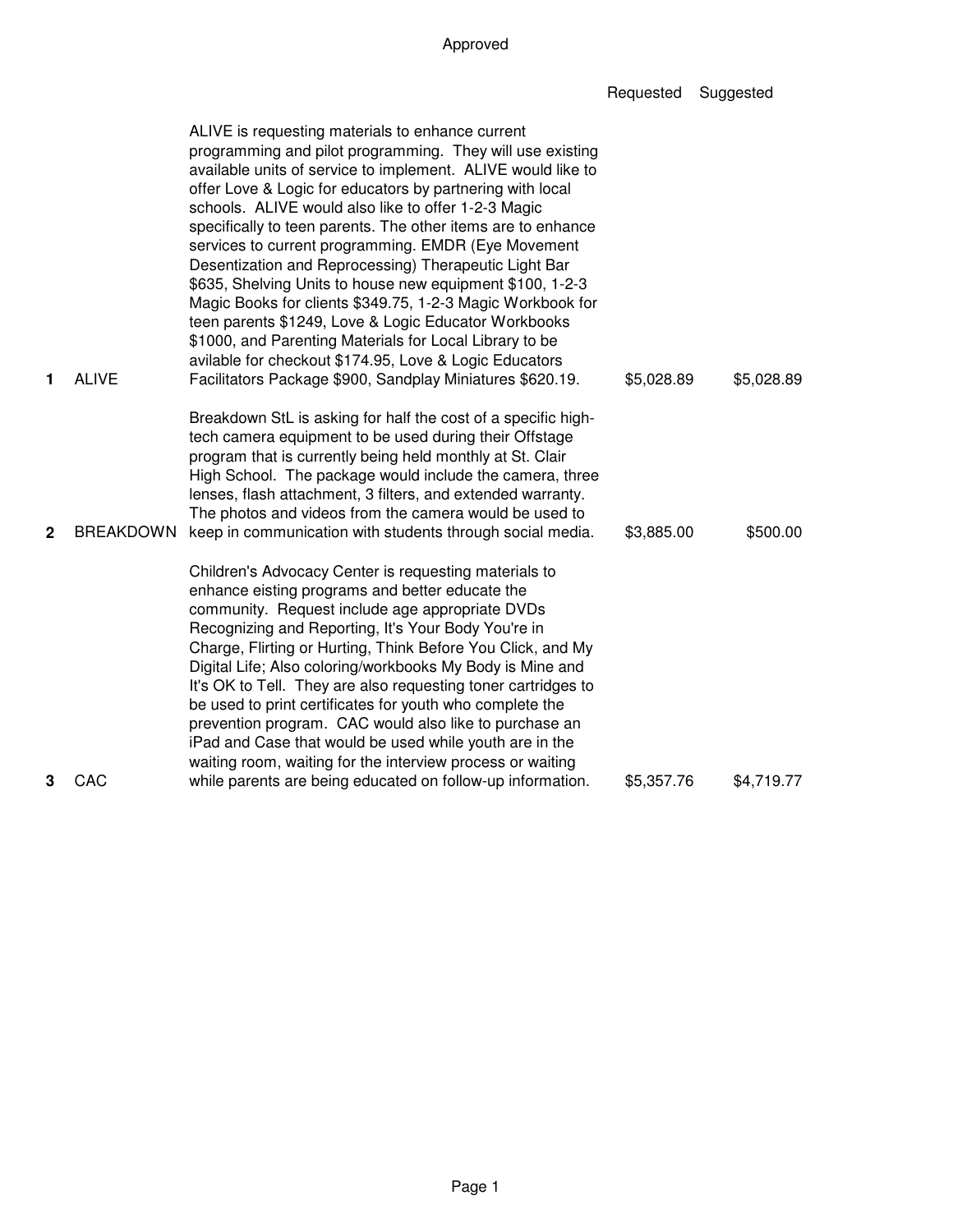Approved

| # | Agency | Description | Requested | Suggested |
|---|---|---|---|---|
| 1 | ALIVE | ALIVE is requesting materials to enhance current programming and pilot programming. They will use existing available units of service to implement. ALIVE would like to offer Love & Logic for educators by partnering with local schools. ALIVE would also like to offer 1-2-3 Magic specifically to teen parents. The other items are to enhance services to current programming. EMDR (Eye Movement Desentization and Reprocessing) Therapeutic Light Bar $635, Shelving Units to house new equipment $100, 1-2-3 Magic Books for clients $349.75, 1-2-3 Magic Workbook for teen parents $1249, Love & Logic Educator Workbooks $1000, and Parenting Materials for Local Library to be avilable for checkout $174.95, Love & Logic Educators Facilitators Package $900, Sandplay Miniatures $620.19. | $5,028.89 | $5,028.89 |
| 2 | BREAKDOWN | Breakdown StL is asking for half the cost of a specific high-tech camera equipment to be used during their Offstage program that is currently being held monthly at St. Clair High School. The package would include the camera, three lenses, flash attachment, 3 filters, and extended warranty. The photos and videos from the camera would be used to keep in communication with students through social media. | $3,885.00 | $500.00 |
| 3 | CAC | Children's Advocacy Center is requesting materials to enhance eisting programs and better educate the community. Request include age appropriate DVDs Recognizing and Reporting, It's Your Body You're in Charge, Flirting or Hurting, Think Before You Click, and My Digital Life; Also coloring/workbooks My Body is Mine and It's OK to Tell. They are also requesting toner cartridges to be used to print certificates for youth who complete the prevention program. CAC would also like to purchase an iPad and Case that would be used while youth are in the waiting room, waiting for the interview process or waiting while parents are being educated on follow-up information. | $5,357.76 | $4,719.77 |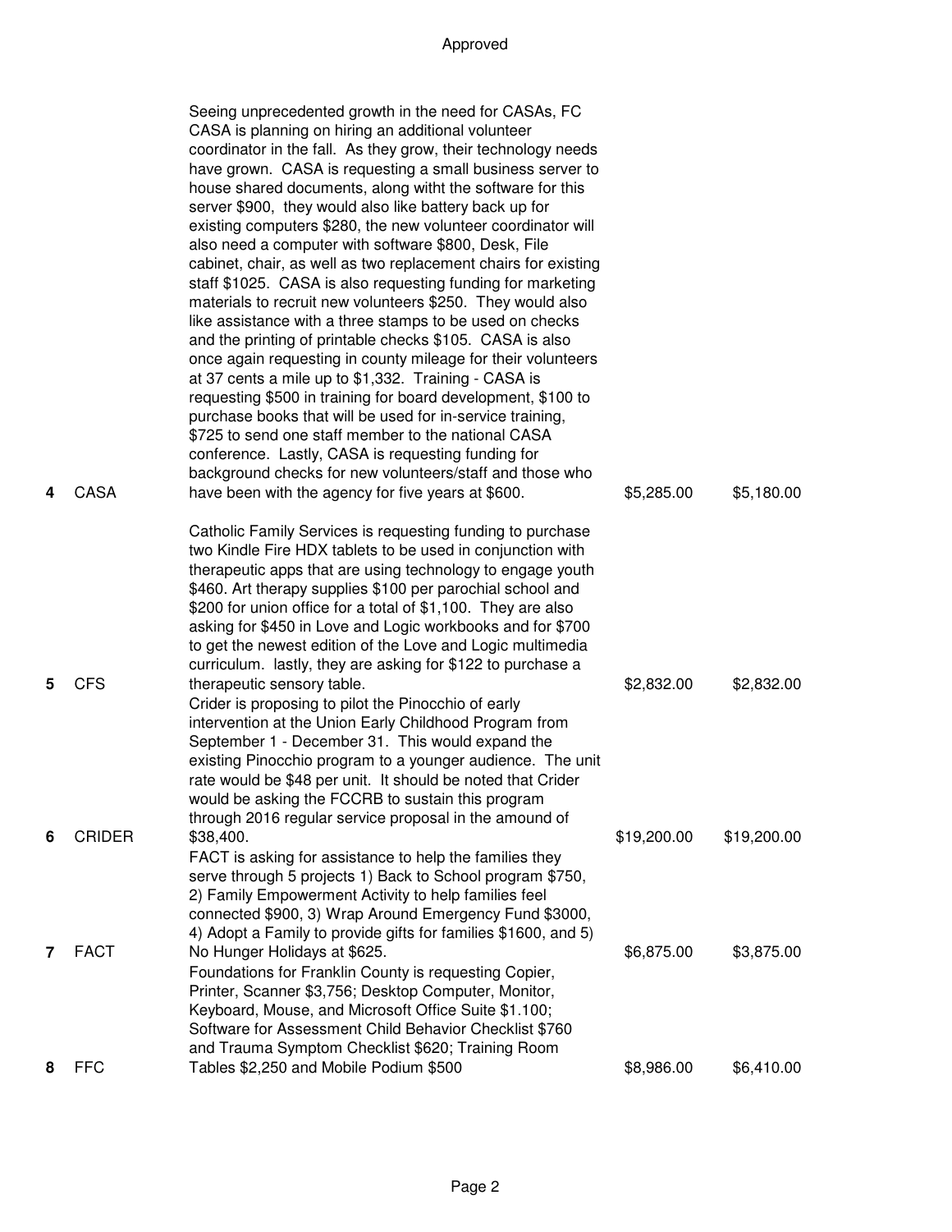Approved

| # | Agency | Description | Requested | Approved |
|---|---|---|---|---|
| 4 | CASA | Seeing unprecedented growth in the need for CASAs, FC CASA is planning on hiring an additional volunteer coordinator in the fall. As they grow, their technology needs have grown. CASA is requesting a small business server to house shared documents, along witht the software for this server $900, they would also like battery back up for existing computers $280, the new volunteer coordinator will also need a computer with software $800, Desk, File cabinet, chair, as well as two replacement chairs for existing staff $1025. CASA is also requesting funding for marketing materials to recruit new volunteers $250. They would also like assistance with a three stamps to be used on checks and the printing of printable checks $105. CASA is also once again requesting in county mileage for their volunteers at 37 cents a mile up to $1,332. Training - CASA is requesting $500 in training for board development, $100 to purchase books that will be used for in-service training, $725 to send one staff member to the national CASA conference. Lastly, CASA is requesting funding for background checks for new volunteers/staff and those who have been with the agency for five years at $600. | $5,285.00 | $5,180.00 |
| 5 | CFS | Catholic Family Services is requesting funding to purchase two Kindle Fire HDX tablets to be used in conjunction with therapeutic apps that are using technology to engage youth $460. Art therapy supplies $100 per parochial school and $200 for union office for a total of $1,100. They are also asking for $450 in Love and Logic workbooks and for $700 to get the newest edition of the Love and Logic multimedia curriculum. lastly, they are asking for $122 to purchase a therapeutic sensory table. | $2,832.00 | $2,832.00 |
| 6 | CRIDER | Crider is proposing to pilot the Pinocchio of early intervention at the Union Early Childhood Program from September 1 - December 31. This would expand the existing Pinocchio program to a younger audience. The unit rate would be $48 per unit. It should be noted that Crider would be asking the FCCRB to sustain this program through 2016 regular service proposal in the amount of $38,400. | $19,200.00 | $19,200.00 |
| 7 | FACT | FACT is asking for assistance to help the families they serve through 5 projects 1) Back to School program $750, 2) Family Empowerment Activity to help families feel connected $900, 3) Wrap Around Emergency Fund $3000, 4) Adopt a Family to provide gifts for families $1600, and 5) No Hunger Holidays at $625. | $6,875.00 | $3,875.00 |
| 8 | FFC | Foundations for Franklin County is requesting Copier, Printer, Scanner $3,756; Desktop Computer, Monitor, Keyboard, Mouse, and Microsoft Office Suite $1.100; Software for Assessment Child Behavior Checklist $760 and Trauma Symptom Checklist $620; Training Room Tables $2,250 and Mobile Podium $500 | $8,986.00 | $6,410.00 |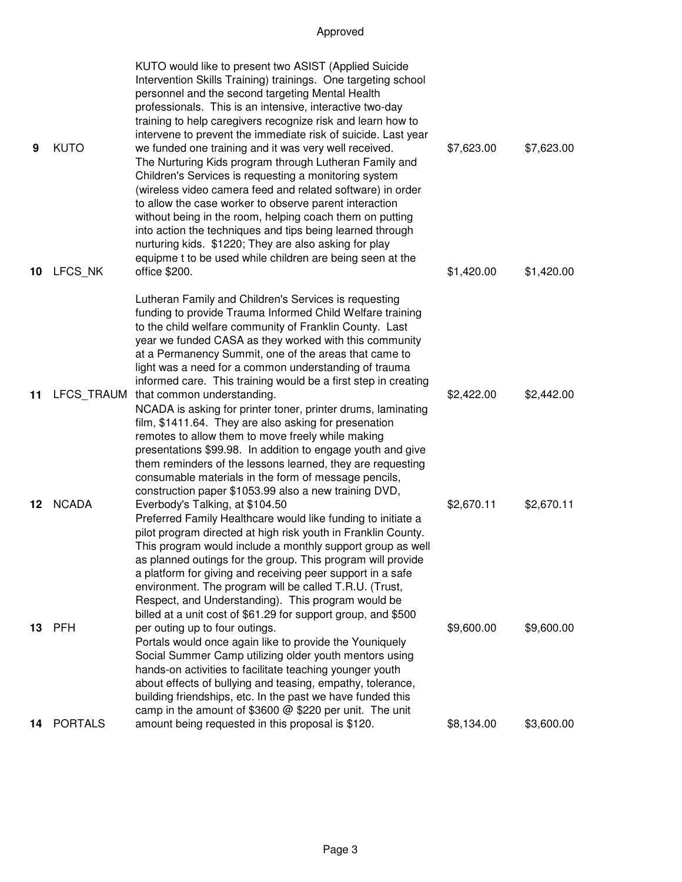| | | | | Approved |
|---|---|---|---|---|
| 9 | KUTO | KUTO would like to present two ASIST (Applied Suicide Intervention Skills Training) trainings. One targeting school personnel and the second targeting Mental Health professionals. This is an intensive, interactive two-day training to help caregivers recognize risk and learn how to intervene to prevent the immediate risk of suicide. Last year we funded one training and it was very well received. | $7,623.00 | $7,623.00 |
| 10 | LFCS_NK | The Nurturing Kids program through Lutheran Family and Children's Services is requesting a monitoring system (wireless video camera feed and related software) in order to allow the case worker to observe parent interaction without being in the room, helping coach them on putting into action the techniques and tips being learned through nurturing kids. $1220; They are also asking for play equipme t to be used while children are being seen at the office $200. | $1,420.00 | $1,420.00 |
| 11 | LFCS_TRAUM | Lutheran Family and Children's Services is requesting funding to provide Trauma Informed Child Welfare training to the child welfare community of Franklin County. Last year we funded CASA as they worked with this community at a Permanency Summit, one of the areas that came to light was a need for a common understanding of trauma informed care. This training would be a first step in creating that common understanding. | $2,422.00 | $2,442.00 |
| 12 | NCADA | NCADA is asking for printer toner, printer drums, laminating film, $1411.64. They are also asking for presenation remotes to allow them to move freely while making presentations $99.98. In addition to engage youth and give them reminders of the lessons learned, they are requesting consumable materials in the form of message pencils, construction paper $1053.99 also a new training DVD, Everbody's Talking, at $104.50 | $2,670.11 | $2,670.11 |
| 13 | PFH | Preferred Family Healthcare would like funding to initiate a pilot program directed at high risk youth in Franklin County. This program would include a monthly support group as well as planned outings for the group. This program will provide a platform for giving and receiving peer support in a safe environment. The program will be called T.R.U. (Trust, Respect, and Understanding). This program would be billed at a unit cost of $61.29 for support group, and $500 per outing up to four outings. | $9,600.00 | $9,600.00 |
| 14 | PORTALS | Portals would once again like to provide the Youniquely Social Summer Camp utilizing older youth mentors using hands-on activities to facilitate teaching younger youth about effects of bullying and teasing, empathy, tolerance, building friendships, etc. In the past we have funded this camp in the amount of $3600 @ $220 per unit. The unit amount being requested in this proposal is $120. | $8,134.00 | $3,600.00 |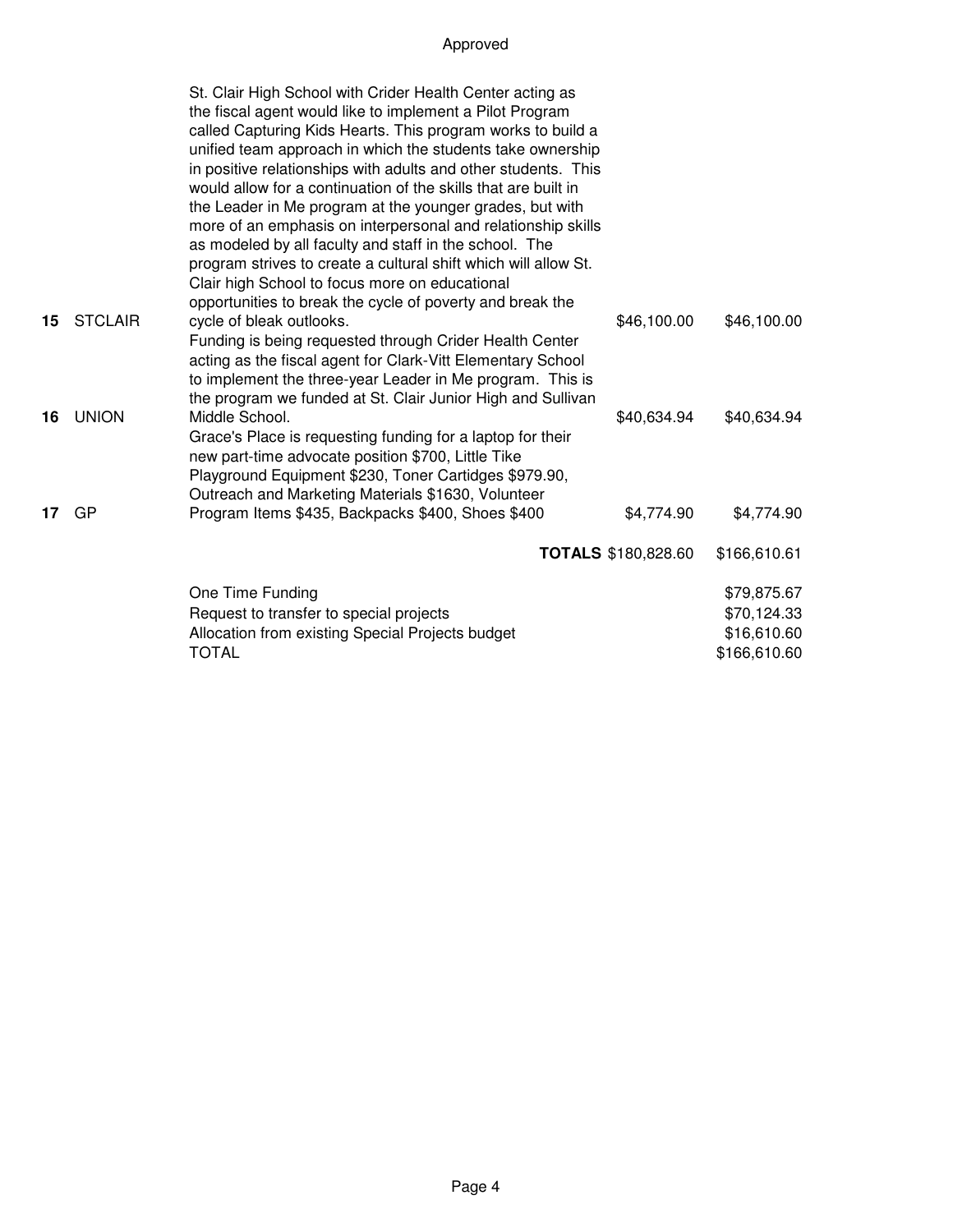Approved

| | | | | |
|---|---|---|---|---|
| **15** | STCLAIR | St. Clair High School with Crider Health Center acting as the fiscal agent would like to implement a Pilot Program called Capturing Kids Hearts. This program works to build a unified team approach in which the students take ownership in positive relationships with adults and other students. This would allow for a continuation of the skills that are built in the Leader in Me program at the younger grades, but with more of an emphasis on interpersonal and relationship skills as modeled by all faculty and staff in the school. The program strives to create a cultural shift which will allow St. Clair high School to focus more on educational opportunities to break the cycle of poverty and break the cycle of bleak outlooks. | $46,100.00 | $46,100.00 |
| **16** | UNION | Funding is being requested through Crider Health Center acting as the fiscal agent for Clark-Vitt Elementary School to implement the three-year Leader in Me program. This is the program we funded at St. Clair Junior High and Sullivan Middle School. | $40,634.94 | $40,634.94 |
| **17** | GP | Grace's Place is requesting funding for a laptop for their new part-time advocate position $700, Little Tike Playground Equipment $230, Toner Cartidges $979.90, Outreach and Marketing Materials $1630, Volunteer Program Items $435, Backpacks $400, Shoes $400 | $4,774.90 | $4,774.90 |
| | | **TOTALS** | $180,828.60 | $166,610.61 |

| | |
|---|---|
| One Time Funding | $79,875.67 |
| Request to transfer to special projects | $70,124.33 |
| Allocation from existing Special Projects budget | $16,610.60 |
| TOTAL | $166,610.60 |